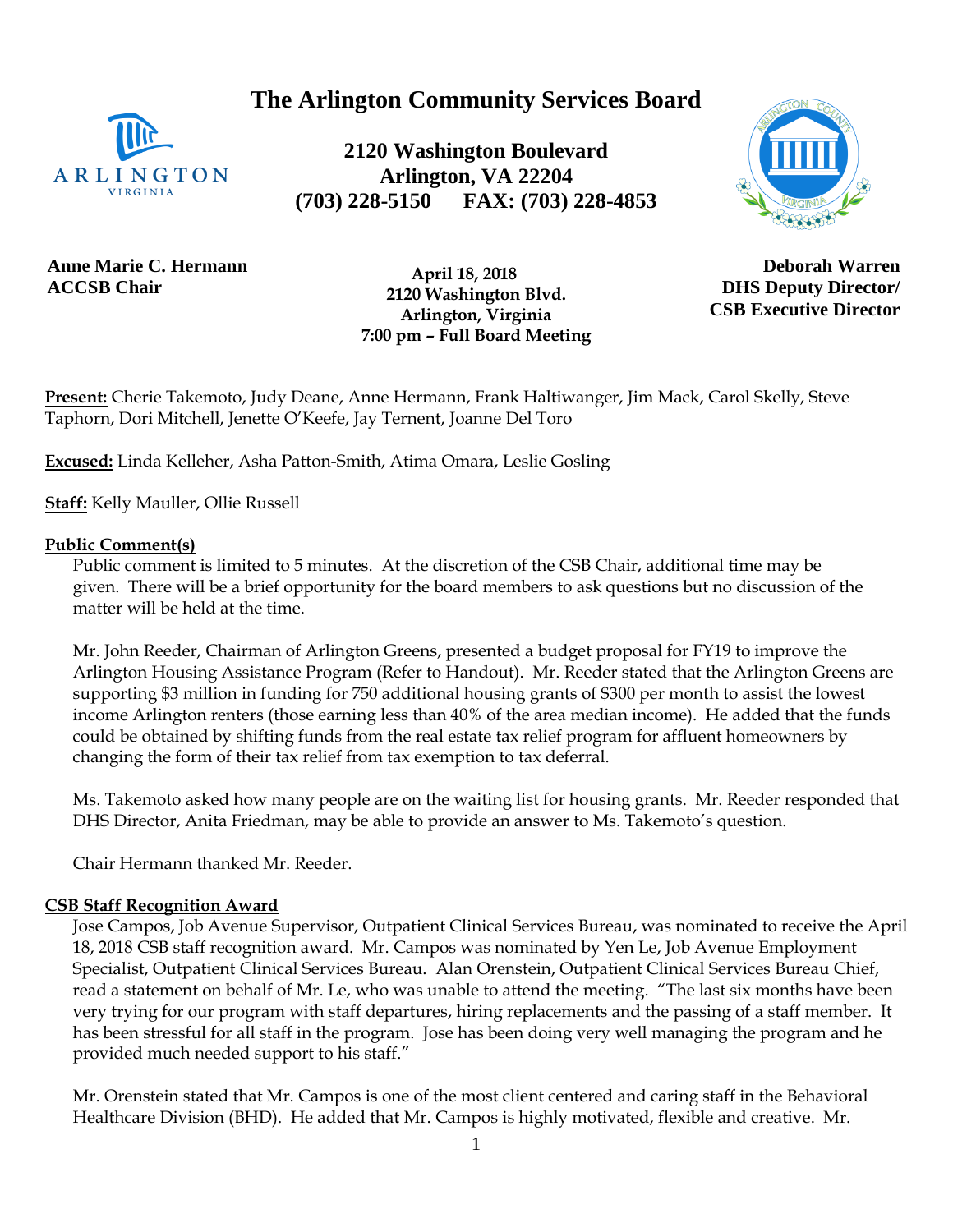# The Arlington Community Services Board

**2120 Washington Boulevard**
**Arlington, VA 22204**
**(703) 228-5150 FAX: (703) 228-4853**

**Anne Marie C. Hermann**
**ACCSB Chair**

**April 18, 2018**
**2120 Washington Blvd.**
**Arlington, Virginia**
**7:00 pm – Full Board Meeting**

**Deborah Warren**
**DHS Deputy Director/**
**CSB Executive Director**

**Present:** Cherie Takemoto, Judy Deane, Anne Hermann, Frank Haltiwanger, Jim Mack, Carol Skelly, Steve Taphorn, Dori Mitchell, Jenette O'Keefe, Jay Ternent, Joanne Del Toro

**Excused:** Linda Kelleher, Asha Patton-Smith, Atima Omara, Leslie Gosling

**Staff:** Kelly Mauller, Ollie Russell

**Public Comment(s)**

Public comment is limited to 5 minutes. At the discretion of the CSB Chair, additional time may be given. There will be a brief opportunity for the board members to ask questions but no discussion of the matter will be held at the time.

Mr. John Reeder, Chairman of Arlington Greens, presented a budget proposal for FY19 to improve the Arlington Housing Assistance Program (Refer to Handout). Mr. Reeder stated that the Arlington Greens are supporting $3 million in funding for 750 additional housing grants of $300 per month to assist the lowest income Arlington renters (those earning less than 40% of the area median income). He added that the funds could be obtained by shifting funds from the real estate tax relief program for affluent homeowners by changing the form of their tax relief from tax exemption to tax deferral.

Ms. Takemoto asked how many people are on the waiting list for housing grants. Mr. Reeder responded that DHS Director, Anita Friedman, may be able to provide an answer to Ms. Takemoto's question.

Chair Hermann thanked Mr. Reeder.

**CSB Staff Recognition Award**

Jose Campos, Job Avenue Supervisor, Outpatient Clinical Services Bureau, was nominated to receive the April 18, 2018 CSB staff recognition award. Mr. Campos was nominated by Yen Le, Job Avenue Employment Specialist, Outpatient Clinical Services Bureau. Alan Orenstein, Outpatient Clinical Services Bureau Chief, read a statement on behalf of Mr. Le, who was unable to attend the meeting. "The last six months have been very trying for our program with staff departures, hiring replacements and the passing of a staff member. It has been stressful for all staff in the program. Jose has been doing very well managing the program and he provided much needed support to his staff."

Mr. Orenstein stated that Mr. Campos is one of the most client centered and caring staff in the Behavioral Healthcare Division (BHD). He added that Mr. Campos is highly motivated, flexible and creative. Mr.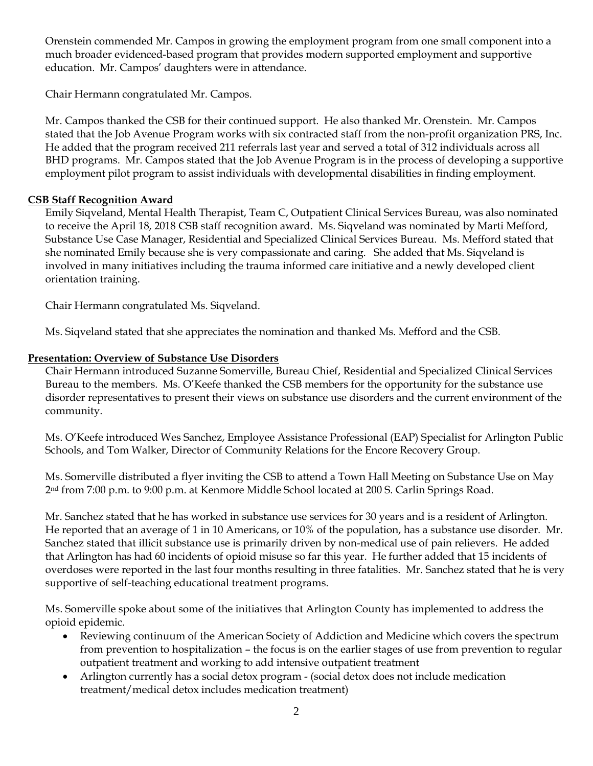Orenstein commended Mr. Campos in growing the employment program from one small component into a much broader evidenced-based program that provides modern supported employment and supportive education. Mr. Campos' daughters were in attendance.

Chair Hermann congratulated Mr. Campos.

Mr. Campos thanked the CSB for their continued support. He also thanked Mr. Orenstein. Mr. Campos stated that the Job Avenue Program works with six contracted staff from the non-profit organization PRS, Inc. He added that the program received 211 referrals last year and served a total of 312 individuals across all BHD programs. Mr. Campos stated that the Job Avenue Program is in the process of developing a supportive employment pilot program to assist individuals with developmental disabilities in finding employment.

**CSB Staff Recognition Award**

Emily Siqveland, Mental Health Therapist, Team C, Outpatient Clinical Services Bureau, was also nominated to receive the April 18, 2018 CSB staff recognition award. Ms. Siqveland was nominated by Marti Mefford, Substance Use Case Manager, Residential and Specialized Clinical Services Bureau. Ms. Mefford stated that she nominated Emily because she is very compassionate and caring. She added that Ms. Siqveland is involved in many initiatives including the trauma informed care initiative and a newly developed client orientation training.

Chair Hermann congratulated Ms. Siqveland.

Ms. Siqveland stated that she appreciates the nomination and thanked Ms. Mefford and the CSB.

**Presentation: Overview of Substance Use Disorders**

Chair Hermann introduced Suzanne Somerville, Bureau Chief, Residential and Specialized Clinical Services Bureau to the members. Ms. O'Keefe thanked the CSB members for the opportunity for the substance use disorder representatives to present their views on substance use disorders and the current environment of the community.

Ms. O'Keefe introduced Wes Sanchez, Employee Assistance Professional (EAP) Specialist for Arlington Public Schools, and Tom Walker, Director of Community Relations for the Encore Recovery Group.

Ms. Somerville distributed a flyer inviting the CSB to attend a Town Hall Meeting on Substance Use on May 2nd from 7:00 p.m. to 9:00 p.m. at Kenmore Middle School located at 200 S. Carlin Springs Road.

Mr. Sanchez stated that he has worked in substance use services for 30 years and is a resident of Arlington. He reported that an average of 1 in 10 Americans, or 10% of the population, has a substance use disorder. Mr. Sanchez stated that illicit substance use is primarily driven by non-medical use of pain relievers. He added that Arlington has had 60 incidents of opioid misuse so far this year. He further added that 15 incidents of overdoses were reported in the last four months resulting in three fatalities. Mr. Sanchez stated that he is very supportive of self-teaching educational treatment programs.

Ms. Somerville spoke about some of the initiatives that Arlington County has implemented to address the opioid epidemic.

- Reviewing continuum of the American Society of Addiction and Medicine which covers the spectrum from prevention to hospitalization – the focus is on the earlier stages of use from prevention to regular outpatient treatment and working to add intensive outpatient treatment
- Arlington currently has a social detox program - (social detox does not include medication treatment/medical detox includes medication treatment)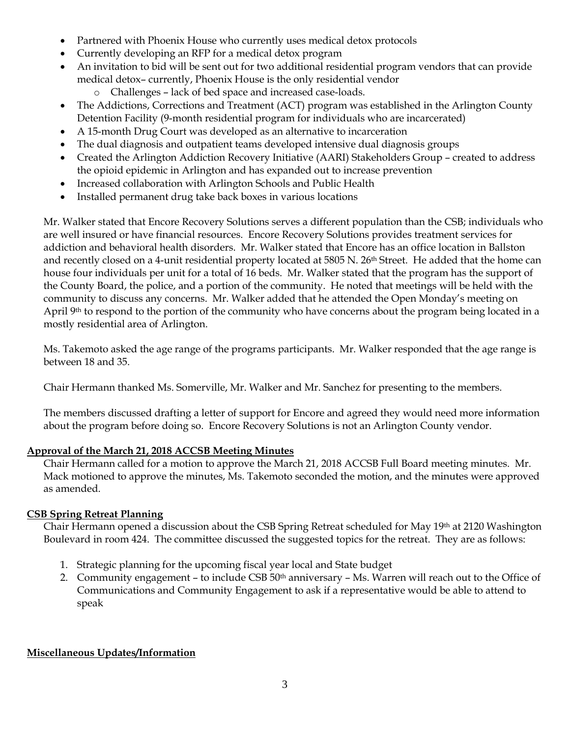- Partnered with Phoenix House who currently uses medical detox protocols
- Currently developing an RFP for a medical detox program
- An invitation to bid will be sent out for two additional residential program vendors that can provide medical detox– currently, Phoenix House is the only residential vendor
  - Challenges – lack of bed space and increased case-loads.
- The Addictions, Corrections and Treatment (ACT) program was established in the Arlington County Detention Facility (9-month residential program for individuals who are incarcerated)
- A 15-month Drug Court was developed as an alternative to incarceration
- The dual diagnosis and outpatient teams developed intensive dual diagnosis groups
- Created the Arlington Addiction Recovery Initiative (AARI) Stakeholders Group – created to address the opioid epidemic in Arlington and has expanded out to increase prevention
- Increased collaboration with Arlington Schools and Public Health
- Installed permanent drug take back boxes in various locations

Mr. Walker stated that Encore Recovery Solutions serves a different population than the CSB; individuals who are well insured or have financial resources. Encore Recovery Solutions provides treatment services for addiction and behavioral health disorders. Mr. Walker stated that Encore has an office location in Ballston and recently closed on a 4-unit residential property located at 5805 N. 26th Street. He added that the home can house four individuals per unit for a total of 16 beds. Mr. Walker stated that the program has the support of the County Board, the police, and a portion of the community. He noted that meetings will be held with the community to discuss any concerns. Mr. Walker added that he attended the Open Monday's meeting on April 9th to respond to the portion of the community who have concerns about the program being located in a mostly residential area of Arlington.

Ms. Takemoto asked the age range of the programs participants. Mr. Walker responded that the age range is between 18 and 35.

Chair Hermann thanked Ms. Somerville, Mr. Walker and Mr. Sanchez for presenting to the members.

The members discussed drafting a letter of support for Encore and agreed they would need more information about the program before doing so. Encore Recovery Solutions is not an Arlington County vendor.

**Approval of the March 21, 2018 ACCSB Meeting Minutes**

Chair Hermann called for a motion to approve the March 21, 2018 ACCSB Full Board meeting minutes. Mr. Mack motioned to approve the minutes, Ms. Takemoto seconded the motion, and the minutes were approved as amended.

**CSB Spring Retreat Planning**

Chair Hermann opened a discussion about the CSB Spring Retreat scheduled for May 19th at 2120 Washington Boulevard in room 424. The committee discussed the suggested topics for the retreat. They are as follows:

1. Strategic planning for the upcoming fiscal year local and State budget
2. Community engagement – to include CSB 50th anniversary – Ms. Warren will reach out to the Office of Communications and Community Engagement to ask if a representative would be able to attend to speak

**Miscellaneous Updates/Information**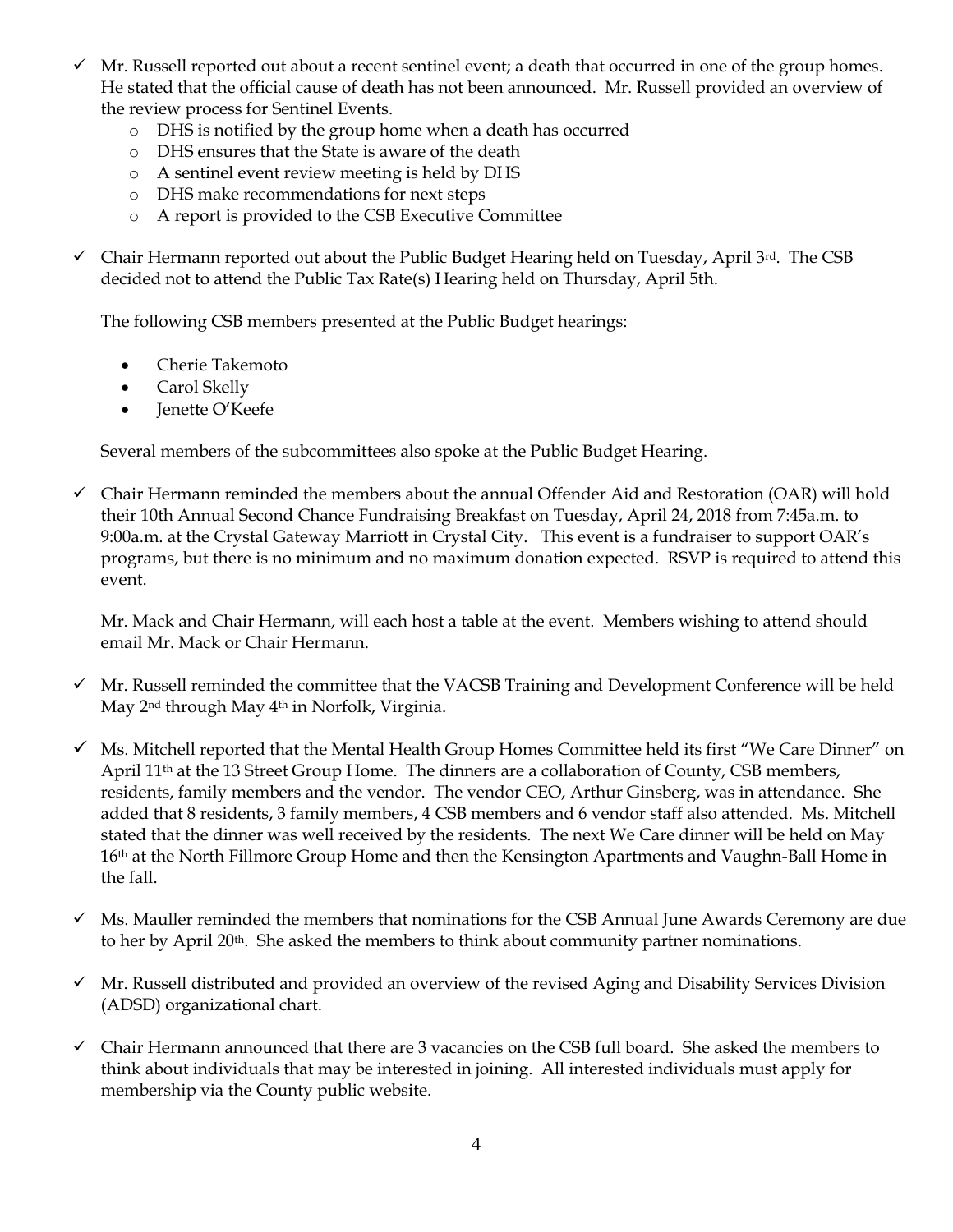- ✓ Mr. Russell reported out about a recent sentinel event; a death that occurred in one of the group homes. He stated that the official cause of death has not been announced. Mr. Russell provided an overview of the review process for Sentinel Events.
  - o DHS is notified by the group home when a death has occurred
  - o DHS ensures that the State is aware of the death
  - o A sentinel event review meeting is held by DHS
  - o DHS make recommendations for next steps
  - o A report is provided to the CSB Executive Committee

- ✓ Chair Hermann reported out about the Public Budget Hearing held on Tuesday, April 3rd. The CSB decided not to attend the Public Tax Rate(s) Hearing held on Thursday, April 5th.

  The following CSB members presented at the Public Budget hearings:

  - Cherie Takemoto
  - Carol Skelly
  - Jenette O'Keefe

  Several members of the subcommittees also spoke at the Public Budget Hearing.

- ✓ Chair Hermann reminded the members about the annual Offender Aid and Restoration (OAR) will hold their 10th Annual Second Chance Fundraising Breakfast on Tuesday, April 24, 2018 from 7:45a.m. to 9:00a.m. at the Crystal Gateway Marriott in Crystal City. This event is a fundraiser to support OAR's programs, but there is no minimum and no maximum donation expected. RSVP is required to attend this event.

  Mr. Mack and Chair Hermann, will each host a table at the event. Members wishing to attend should email Mr. Mack or Chair Hermann.

- ✓ Mr. Russell reminded the committee that the VACSB Training and Development Conference will be held May 2nd through May 4th in Norfolk, Virginia.

- ✓ Ms. Mitchell reported that the Mental Health Group Homes Committee held its first "We Care Dinner" on April 11th at the 13 Street Group Home. The dinners are a collaboration of County, CSB members, residents, family members and the vendor. The vendor CEO, Arthur Ginsberg, was in attendance. She added that 8 residents, 3 family members, 4 CSB members and 6 vendor staff also attended. Ms. Mitchell stated that the dinner was well received by the residents. The next We Care dinner will be held on May 16th at the North Fillmore Group Home and then the Kensington Apartments and Vaughn-Ball Home in the fall.

- ✓ Ms. Mauller reminded the members that nominations for the CSB Annual June Awards Ceremony are due to her by April 20th. She asked the members to think about community partner nominations.

- ✓ Mr. Russell distributed and provided an overview of the revised Aging and Disability Services Division (ADSD) organizational chart.

- ✓ Chair Hermann announced that there are 3 vacancies on the CSB full board. She asked the members to think about individuals that may be interested in joining. All interested individuals must apply for membership via the County public website.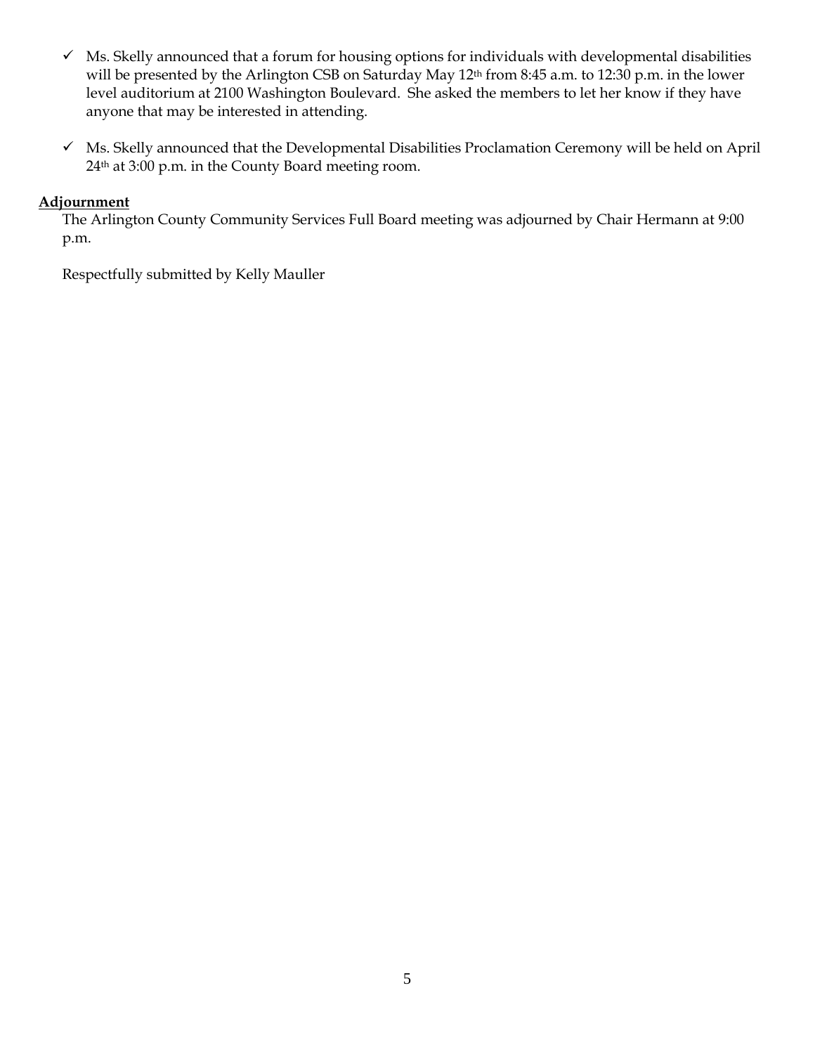- ✓ Ms. Skelly announced that a forum for housing options for individuals with developmental disabilities will be presented by the Arlington CSB on Saturday May 12th from 8:45 a.m. to 12:30 p.m. in the lower level auditorium at 2100 Washington Boulevard. She asked the members to let her know if they have anyone that may be interested in attending.

- ✓ Ms. Skelly announced that the Developmental Disabilities Proclamation Ceremony will be held on April 24th at 3:00 p.m. in the County Board meeting room.

**Adjournment**

The Arlington County Community Services Full Board meeting was adjourned by Chair Hermann at 9:00 p.m.

Respectfully submitted by Kelly Mauller